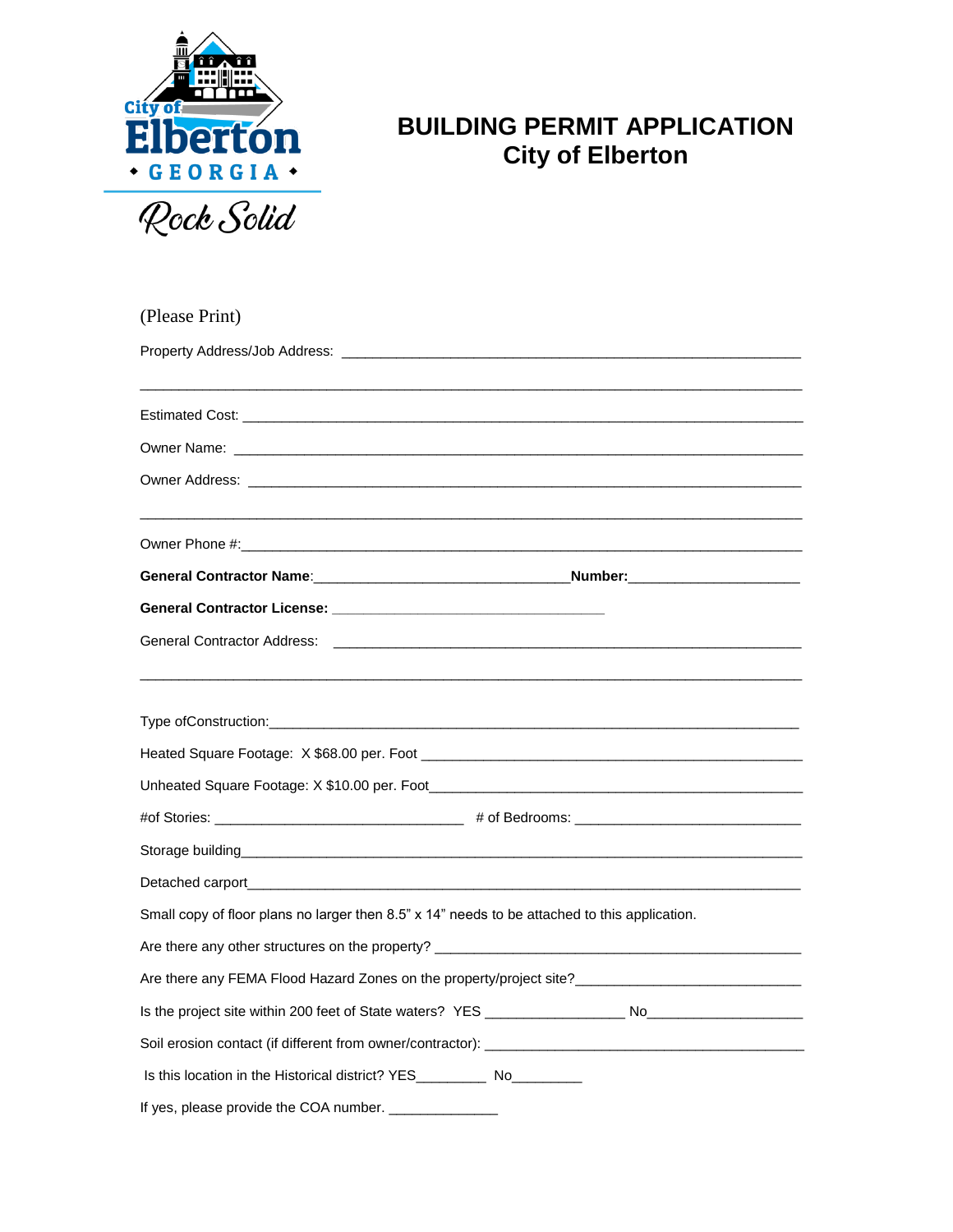# BUILDING PERMIT APPLICATION
## City of Elberton

(Please Print)

Property Address/Job Address: ____________________________________________________________

______________________________________________________________________________

Estimated Cost: ________________________________________________________________________

Owner Name: __________________________________________________________________________

Owner Address: ________________________________________________________________________

______________________________________________________________________________

Owner Phone #:_________________________________________________________________________

**General Contractor Name**:__________________________________**Number:**______________________

**General Contractor License:** ___________________________________

General Contractor Address: ______________________________________________________________

______________________________________________________________________________

Type ofConstruction:_____________________________________________________________________

Heated Square Footage: X $68.00 per. Foot __________________________________________________

Unheated Square Footage: X $10.00 per. Foot_________________________________________________

#of Stories: ________________________________ # of Bedrooms: ______________________________

Storage building_________________________________________________________________________

Detached carport________________________________________________________________________

Small copy of floor plans no larger then 8.5" x 14" needs to be attached to this application.

Are there any other structures on the property? ________________________________________________

Are there any FEMA Flood Hazard Zones on the property/project site?____________________________

Is the project site within 200 feet of State waters? YES __________________ No____________________

Soil erosion contact (if different from owner/contractor): _________________________________________

Is this location in the Historical district? YES_________ No_________

If yes, please provide the COA number. ______________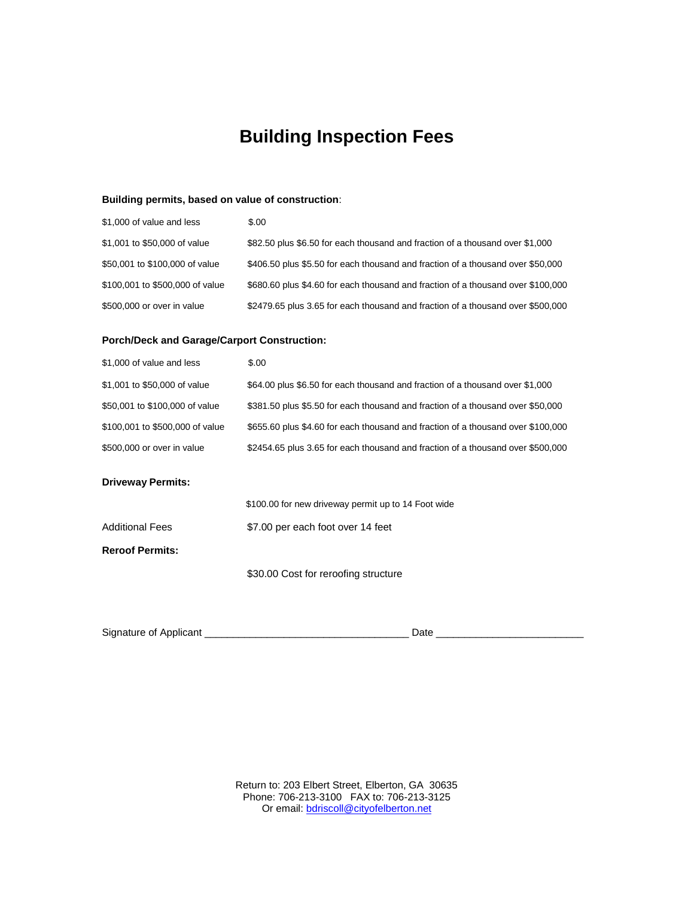# Building Inspection Fees

**Building permits, based on value of construction**:

| | |
|---|---|
| $1,000 of value and less | $.00 |
| $1,001 to $50,000 of value | $82.50 plus $6.50 for each thousand and fraction of a thousand over $1,000 |
| $50,001 to $100,000 of value | $406.50 plus $5.50 for each thousand and fraction of a thousand over $50,000 |
| $100,001 to $500,000 of value | $680.60 plus $4.60 for each thousand and fraction of a thousand over $100,000 |
| $500,000 or over in value | $2479.65 plus 3.65 for each thousand and fraction of a thousand over $500,000 |

**Porch/Deck and Garage/Carport Construction:**

| | |
|---|---|
| $1,000 of value and less | $.00 |
| $1,001 to $50,000 of value | $64.00 plus $6.50 for each thousand and fraction of a thousand over $1,000 |
| $50,001 to $100,000 of value | $381.50 plus $5.50 for each thousand and fraction of a thousand over $50,000 |
| $100,001 to $500,000 of value | $655.60 plus $4.60 for each thousand and fraction of a thousand over $100,000 |
| $500,000 or over in value | $2454.65 plus 3.65 for each thousand and fraction of a thousand over $500,000 |

**Driveway Permits:**

| | |
|---|---|
| | $100.00 for new driveway permit up to 14 Foot wide |
| Additional Fees | $7.00 per each foot over 14 feet |

**Reroof Permits:**

$30.00 Cost for reroofing structure

Signature of Applicant ___________________________________ Date _________________________

Return to: 203 Elbert Street, Elberton, GA 30635
Phone: 706-213-3100 FAX to: 706-213-3125
Or email: bdriscoll@cityofelberton.net